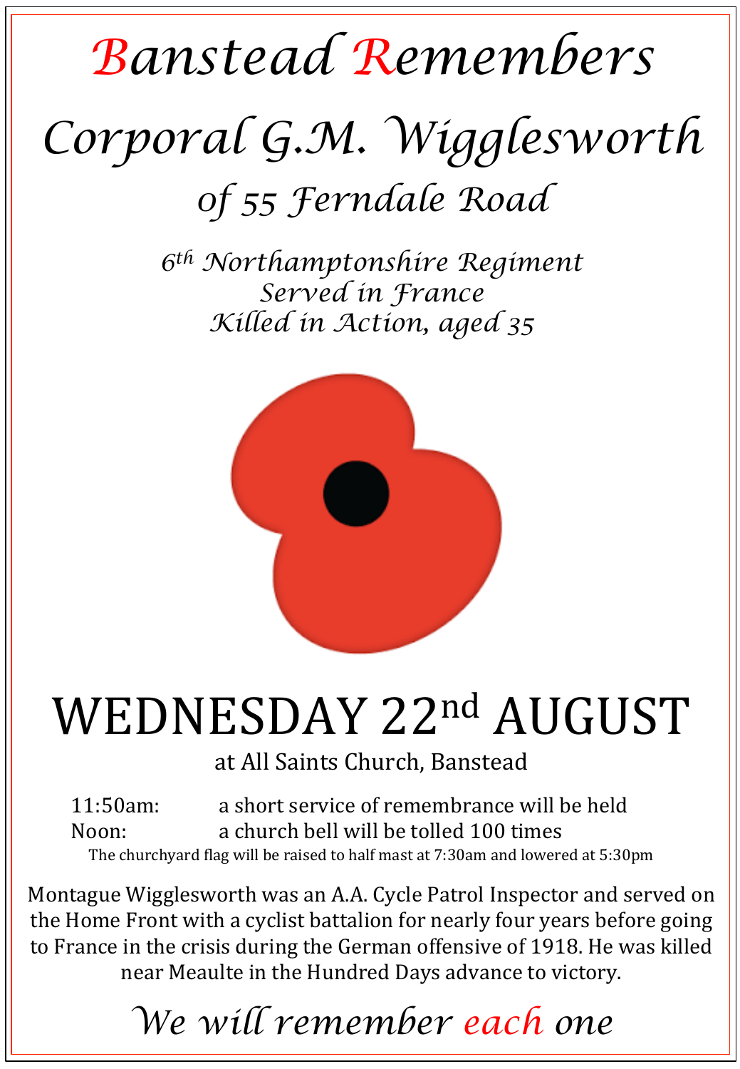# *Banstead Remembers*

## *Corporal G.M. Wigglesworth*

### *of 55 Ferndale Road*

*6th Northamptonshire Regiment*
*Served in France*
*Killed in Action, aged 35*

# WEDNESDAY 22nd AUGUST

at All Saints Church, Banstead

11:50am: a short service of remembrance will be held
Noon: a church bell will be tolled 100 times

The churchyard flag will be raised to half mast at 7:30am and lowered at 5:30pm

Montague Wigglesworth was an A.A. Cycle Patrol Inspector and served on the Home Front with a cyclist battalion for nearly four years before going to France in the crisis during the German offensive of 1918. He was killed near Meaulte in the Hundred Days advance to victory.

*We will remember each one*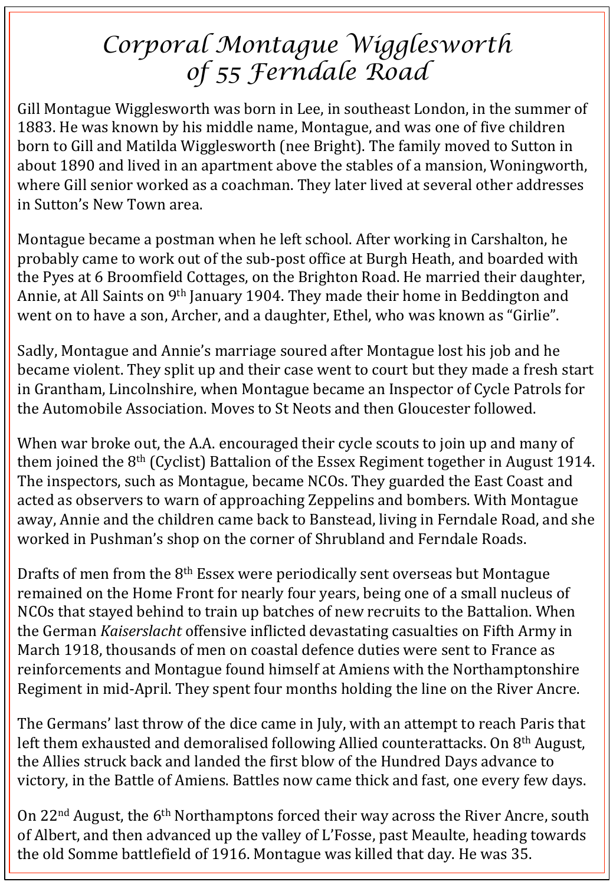# *Corporal Montague Wigglesworth of 55 Ferndale Road*

Gill Montague Wigglesworth was born in Lee, in southeast London, in the summer of 1883. He was known by his middle name, Montague, and was one of five children born to Gill and Matilda Wigglesworth (nee Bright). The family moved to Sutton in about 1890 and lived in an apartment above the stables of a mansion, Woningworth, where Gill senior worked as a coachman. They later lived at several other addresses in Sutton's New Town area.

Montague became a postman when he left school. After working in Carshalton, he probably came to work out of the sub-post office at Burgh Heath, and boarded with the Pyes at 6 Broomfield Cottages, on the Brighton Road. He married their daughter, Annie, at All Saints on 9th January 1904. They made their home in Beddington and went on to have a son, Archer, and a daughter, Ethel, who was known as "Girlie".

Sadly, Montague and Annie's marriage soured after Montague lost his job and he became violent. They split up and their case went to court but they made a fresh start in Grantham, Lincolnshire, when Montague became an Inspector of Cycle Patrols for the Automobile Association. Moves to St Neots and then Gloucester followed.

When war broke out, the A.A. encouraged their cycle scouts to join up and many of them joined the 8th (Cyclist) Battalion of the Essex Regiment together in August 1914. The inspectors, such as Montague, became NCOs. They guarded the East Coast and acted as observers to warn of approaching Zeppelins and bombers. With Montague away, Annie and the children came back to Banstead, living in Ferndale Road, and she worked in Pushman's shop on the corner of Shrubland and Ferndale Roads.

Drafts of men from the 8th Essex were periodically sent overseas but Montague remained on the Home Front for nearly four years, being one of a small nucleus of NCOs that stayed behind to train up batches of new recruits to the Battalion. When the German *Kaiserslacht* offensive inflicted devastating casualties on Fifth Army in March 1918, thousands of men on coastal defence duties were sent to France as reinforcements and Montague found himself at Amiens with the Northamptonshire Regiment in mid-April. They spent four months holding the line on the River Ancre.

The Germans' last throw of the dice came in July, with an attempt to reach Paris that left them exhausted and demoralised following Allied counterattacks. On 8th August, the Allies struck back and landed the first blow of the Hundred Days advance to victory, in the Battle of Amiens. Battles now came thick and fast, one every few days.

On 22nd August, the 6th Northamptons forced their way across the River Ancre, south of Albert, and then advanced up the valley of L'Fosse, past Meaulte, heading towards the old Somme battlefield of 1916. Montague was killed that day. He was 35.